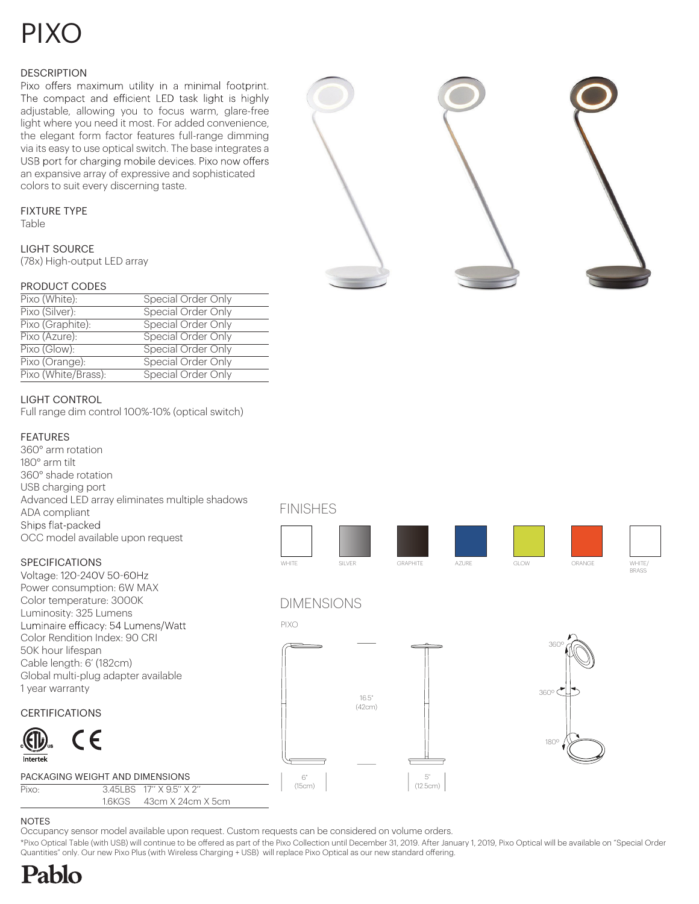# PIXO

## DESCRIPTION

Pixo offers maximum utility in a minimal footprint. The compact and efficient LED task light is highly adjustable, allowing you to focus warm, glare-free light where you need it most. For added convenience, the elegant form factor features full-range dimming via its easy to use optical switch. The base integrates a USB port for charging mobile devices. Pixo now offers an expansive array of expressive and sophisticated colors to suit every discerning taste.

## FIXTURE TYPE

Table

## LIGHT SOURCE

(78x) High-output LED array

## PRODUCT CODES

| | |
|---|---|
| Pixo (White): | Special Order Only |
| Pixo (Silver): | Special Order Only |
| Pixo (Graphite): | Special Order Only |
| Pixo (Azure): | Special Order Only |
| Pixo (Glow): | Special Order Only |
| Pixo (Orange): | Special Order Only |
| Pixo (White/Brass): | Special Order Only |

## LIGHT CONTROL

Full range dim control 100%-10% (optical switch)

## FEATURES

360° arm rotation
180° arm tilt
360° shade rotation
USB charging port
Advanced LED array eliminates multiple shadows
ADA compliant
Ships flat-packed
OCC model available upon request

## SPECIFICATIONS

Voltage: 120-240V 50-60Hz
Power consumption: 6W MAX
Color temperature: 3000K
Luminosity: 325 Lumens
Luminaire efficacy: 54 Lumens/Watt
Color Rendition Index: 90 CRI
50K hour lifespan
Cable length: 6' (182cm)
Global multi-plug adapter available
1 year warranty

## CERTIFICATIONS

Intertek

## PACKAGING WEIGHT AND DIMENSIONS

| | | |
|---|---|---|
| Pixo: | 3.45LBS | 17" X 9.5" X 2" |
| | 1.6KGS | 43cm X 24cm X 5cm |

## FINISHES

WHITE, SILVER, GRAPHITE, AZURE, GLOW, ORANGE, WHITE/BRASS

## DIMENSIONS

PIXO

16.5" (42cm)
6" (15cm)
5" (12.5cm)
360°
360°
180°

## NOTES

Occupancy sensor model available upon request. Custom requests can be considered on volume orders.

*Pixo Optical Table (with USB) will continue to be offered as part of the Pixo Collection until December 31, 2019. After January 1, 2019, Pixo Optical will be available on "Special Order Quantities" only. Our new Pixo Plus (with Wireless Charging + USB) will replace Pixo Optical as our new standard offering.

Pablo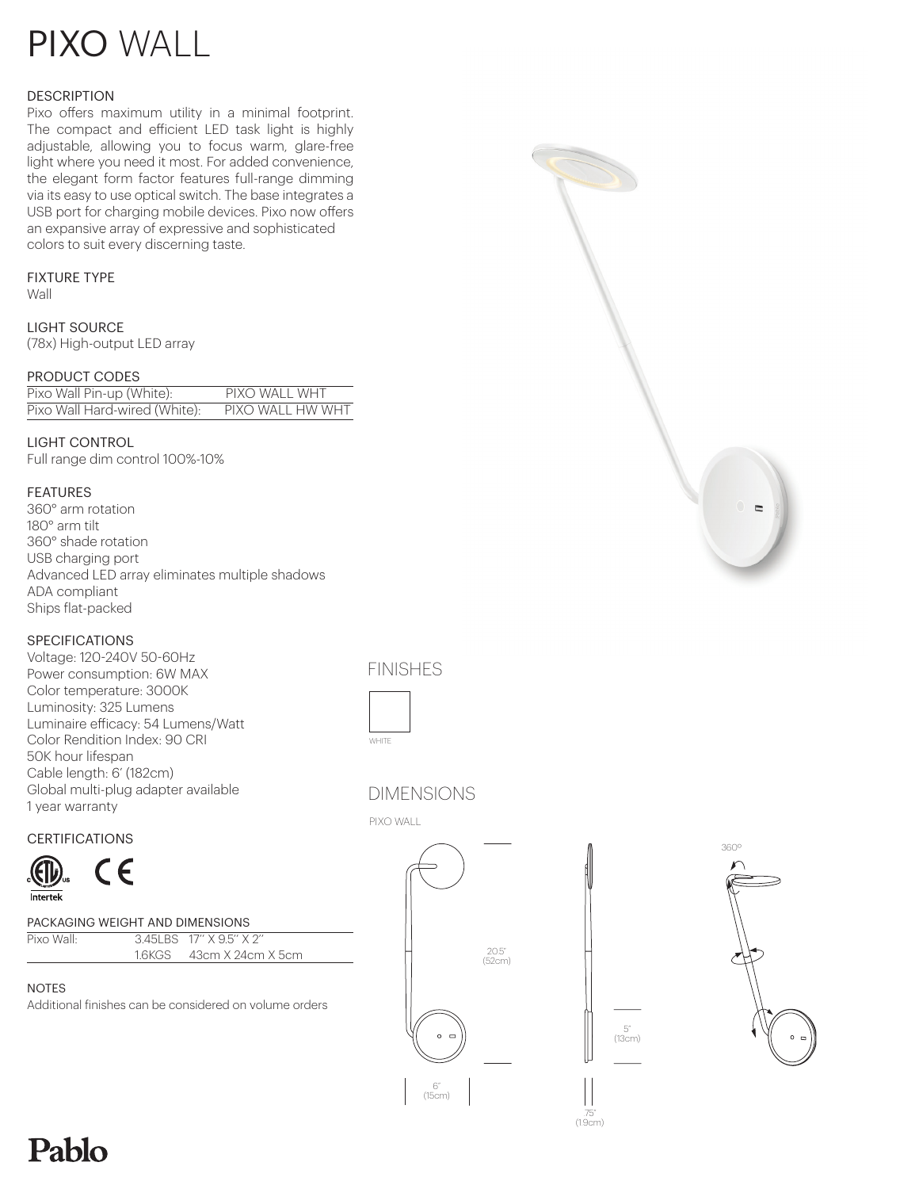# PIXO WALL

## DESCRIPTION

Pixo offers maximum utility in a minimal footprint. The compact and efficient LED task light is highly adjustable, allowing you to focus warm, glare-free light where you need it most. For added convenience, the elegant form factor features full-range dimming via its easy to use optical switch. The base integrates a USB port for charging mobile devices. Pixo now offers an expansive array of expressive and sophisticated colors to suit every discerning taste.

## FIXTURE TYPE

Wall

## LIGHT SOURCE

(78x) High-output LED array

## PRODUCT CODES

| | |
|---|---|
| Pixo Wall Pin-up (White): | PIXO WALL WHT |
| Pixo Wall Hard-wired (White): | PIXO WALL HW WHT |

## LIGHT CONTROL

Full range dim control 100%-10%

## FEATURES

360° arm rotation
180° arm tilt
360° shade rotation
USB charging port
Advanced LED array eliminates multiple shadows
ADA compliant
Ships flat-packed

## SPECIFICATIONS

Voltage: 120-240V 50-60Hz
Power consumption: 6W MAX
Color temperature: 3000K
Luminosity: 325 Lumens
Luminaire efficacy: 54 Lumens/Watt
Color Rendition Index: 90 CRI
50K hour lifespan
Cable length: 6' (182cm)
Global multi-plug adapter available
1 year warranty

## CERTIFICATIONS

Intertek

## PACKAGING WEIGHT AND DIMENSIONS

| | | |
|---|---|---|
| Pixo Wall: | 3.45LBS | 17'' X 9.5'' X 2'' |
| | 1.6KGS | 43cm X 24cm X 5cm |

## NOTES

Additional finishes can be considered on volume orders

## FINISHES

WHITE

## DIMENSIONS

PIXO WALL

20.5" (52cm)
6" (15cm)
5" (13cm)
.75" (1.9cm)
360°

Pablo